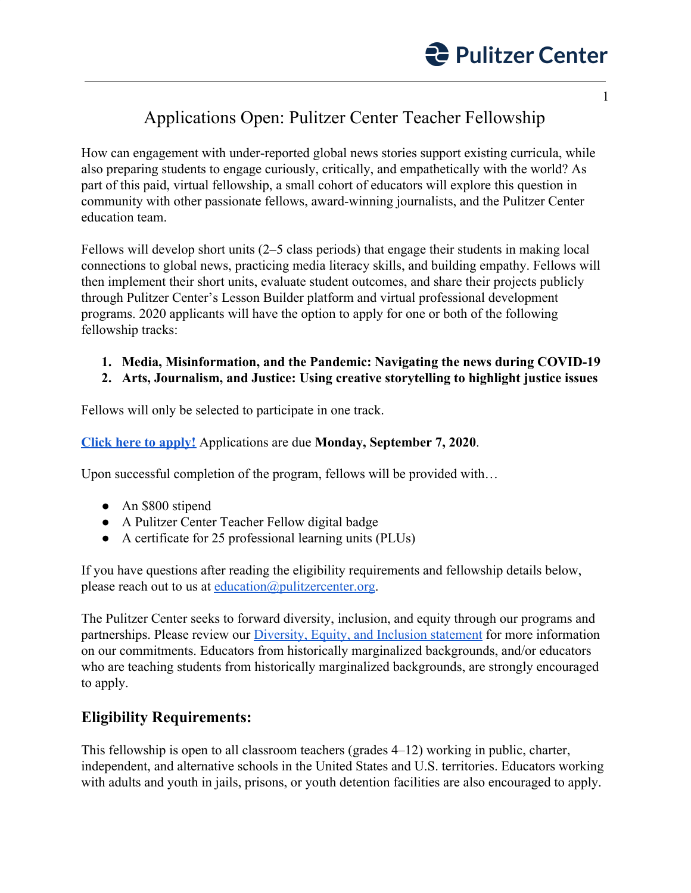# Applications Open: Pulitzer Center Teacher Fellowship

How can engagement with under-reported global news stories support existing curricula, while also preparing students to engage curiously, critically, and empathetically with the world? As part of this paid, virtual fellowship, a small cohort of educators will explore this question in community with other passionate fellows, award-winning journalists, and the Pulitzer Center education team.

Fellows will develop short units (2–5 class periods) that engage their students in making local connections to global news, practicing media literacy skills, and building empathy. Fellows will then implement their short units, evaluate student outcomes, and share their projects publicly through Pulitzer Center's Lesson Builder platform and virtual professional development programs. 2020 applicants will have the option to apply for one or both of the following fellowship tracks:

1. **Media, Misinformation, and the Pandemic: Navigating the news during COVID-19**
2. **Arts, Journalism, and Justice: Using creative storytelling to highlight justice issues**

Fellows will only be selected to participate in one track.

**Click here to apply!** Applications are due **Monday, September 7, 2020**.

Upon successful completion of the program, fellows will be provided with…

- An $800 stipend
- A Pulitzer Center Teacher Fellow digital badge
- A certificate for 25 professional learning units (PLUs)

If you have questions after reading the eligibility requirements and fellowship details below, please reach out to us at education@pulitzercenter.org.

The Pulitzer Center seeks to forward diversity, inclusion, and equity through our programs and partnerships. Please review our Diversity, Equity, and Inclusion statement for more information on our commitments. Educators from historically marginalized backgrounds, and/or educators who are teaching students from historically marginalized backgrounds, are strongly encouraged to apply.

## Eligibility Requirements:

This fellowship is open to all classroom teachers (grades 4–12) working in public, charter, independent, and alternative schools in the United States and U.S. territories. Educators working with adults and youth in jails, prisons, or youth detention facilities are also encouraged to apply.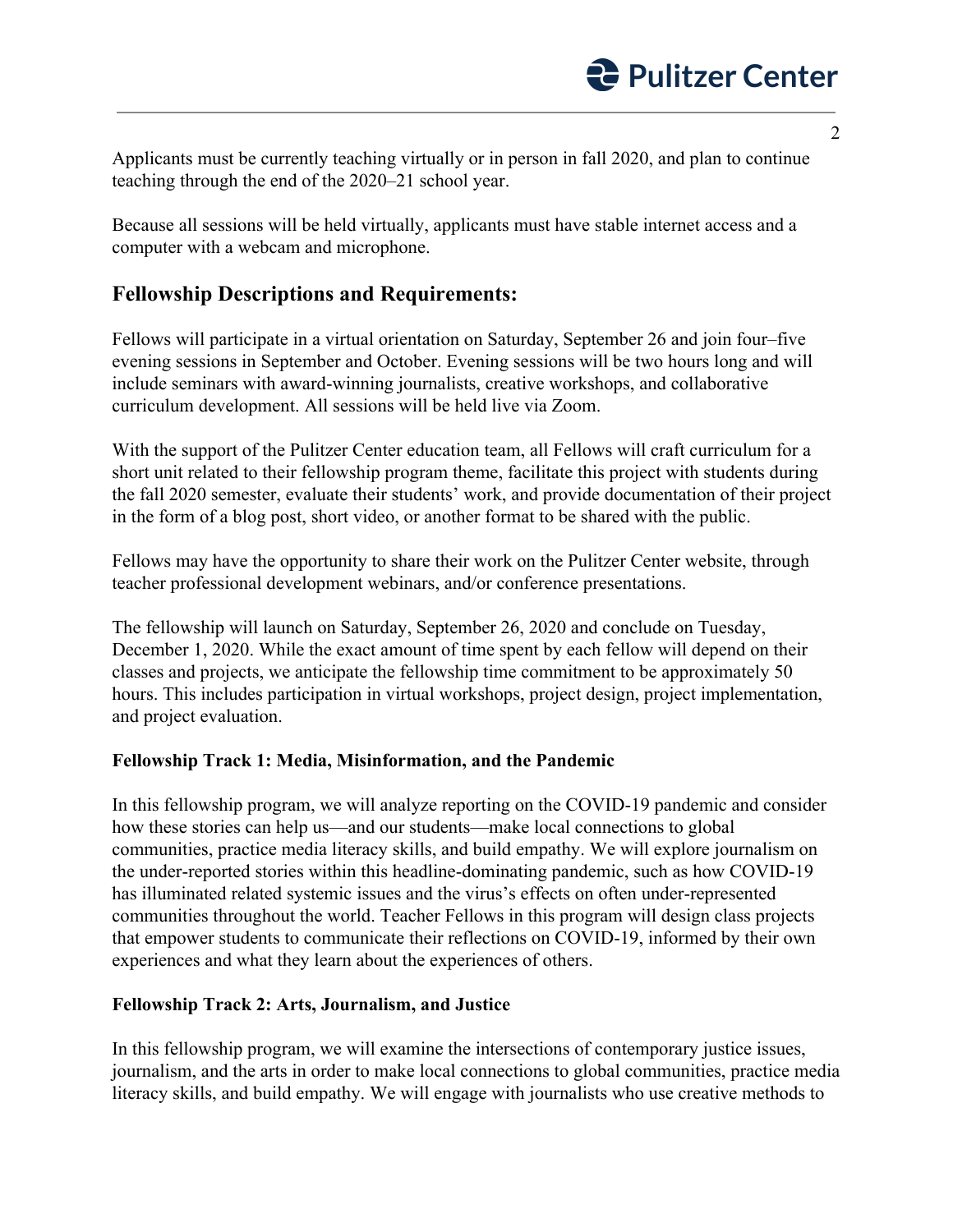Applicants must be currently teaching virtually or in person in fall 2020, and plan to continue teaching through the end of the 2020–21 school year.

Because all sessions will be held virtually, applicants must have stable internet access and a computer with a webcam and microphone.

## Fellowship Descriptions and Requirements:

Fellows will participate in a virtual orientation on Saturday, September 26 and join four–five evening sessions in September and October. Evening sessions will be two hours long and will include seminars with award-winning journalists, creative workshops, and collaborative curriculum development. All sessions will be held live via Zoom.

With the support of the Pulitzer Center education team, all Fellows will craft curriculum for a short unit related to their fellowship program theme, facilitate this project with students during the fall 2020 semester, evaluate their students' work, and provide documentation of their project in the form of a blog post, short video, or another format to be shared with the public.

Fellows may have the opportunity to share their work on the Pulitzer Center website, through teacher professional development webinars, and/or conference presentations.

The fellowship will launch on Saturday, September 26, 2020 and conclude on Tuesday, December 1, 2020. While the exact amount of time spent by each fellow will depend on their classes and projects, we anticipate the fellowship time commitment to be approximately 50 hours. This includes participation in virtual workshops, project design, project implementation, and project evaluation.

**Fellowship Track 1: Media, Misinformation, and the Pandemic**

In this fellowship program, we will analyze reporting on the COVID-19 pandemic and consider how these stories can help us—and our students—make local connections to global communities, practice media literacy skills, and build empathy. We will explore journalism on the under-reported stories within this headline-dominating pandemic, such as how COVID-19 has illuminated related systemic issues and the virus's effects on often under-represented communities throughout the world. Teacher Fellows in this program will design class projects that empower students to communicate their reflections on COVID-19, informed by their own experiences and what they learn about the experiences of others.

**Fellowship Track 2: Arts, Journalism, and Justice**

In this fellowship program, we will examine the intersections of contemporary justice issues, journalism, and the arts in order to make local connections to global communities, practice media literacy skills, and build empathy. We will engage with journalists who use creative methods to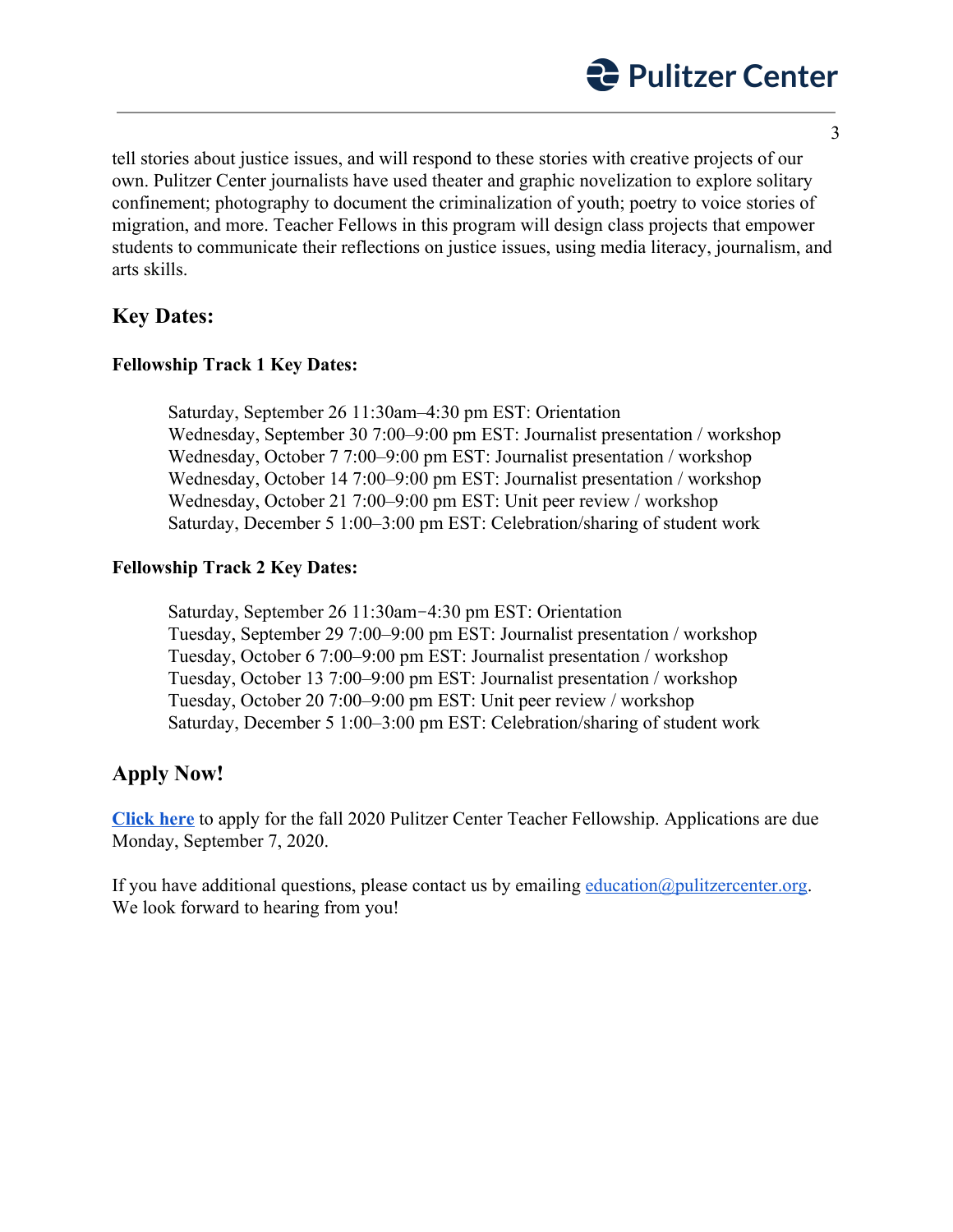tell stories about justice issues, and will respond to these stories with creative projects of our own. Pulitzer Center journalists have used theater and graphic novelization to explore solitary confinement; photography to document the criminalization of youth; poetry to voice stories of migration, and more. Teacher Fellows in this program will design class projects that empower students to communicate their reflections on justice issues, using media literacy, journalism, and arts skills.

## Key Dates:

**Fellowship Track 1 Key Dates:**

Saturday, September 26 11:30am–4:30 pm EST: Orientation
Wednesday, September 30 7:00–9:00 pm EST: Journalist presentation / workshop
Wednesday, October 7 7:00–9:00 pm EST: Journalist presentation / workshop
Wednesday, October 14 7:00–9:00 pm EST: Journalist presentation / workshop
Wednesday, October 21 7:00–9:00 pm EST: Unit peer review / workshop
Saturday, December 5 1:00–3:00 pm EST: Celebration/sharing of student work

**Fellowship Track 2 Key Dates:**

Saturday, September 26 11:30am−4:30 pm EST: Orientation
Tuesday, September 29 7:00–9:00 pm EST: Journalist presentation / workshop
Tuesday, October 6 7:00–9:00 pm EST: Journalist presentation / workshop
Tuesday, October 13 7:00–9:00 pm EST: Journalist presentation / workshop
Tuesday, October 20 7:00–9:00 pm EST: Unit peer review / workshop
Saturday, December 5 1:00–3:00 pm EST: Celebration/sharing of student work

## Apply Now!

**Click here** to apply for the fall 2020 Pulitzer Center Teacher Fellowship. Applications are due Monday, September 7, 2020.

If you have additional questions, please contact us by emailing education@pulitzercenter.org. We look forward to hearing from you!